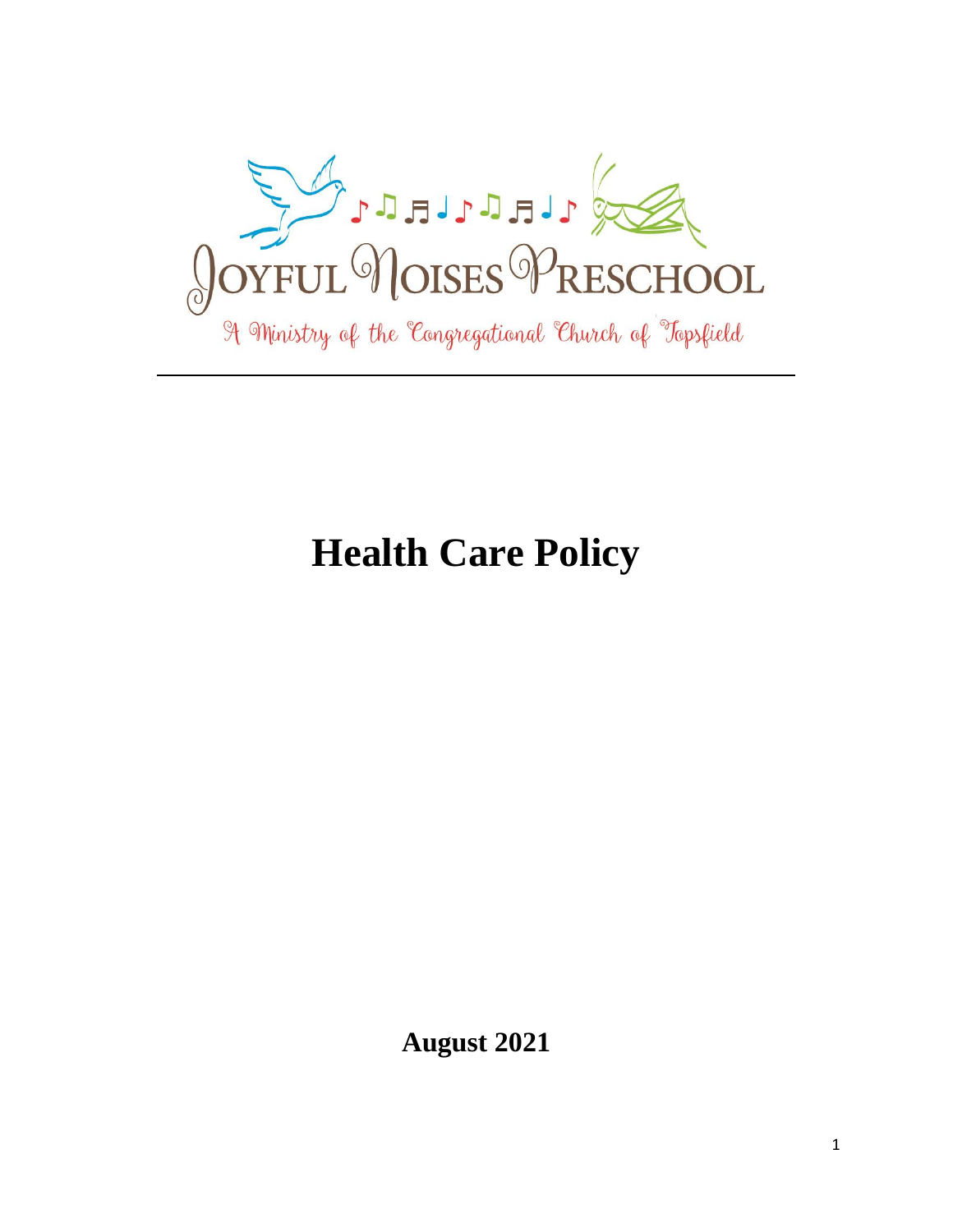JOYFUL NOISES PRESCHOOL

A Ministry of the Congregational Church of Topsfield

# Health Care Policy

**August 2021**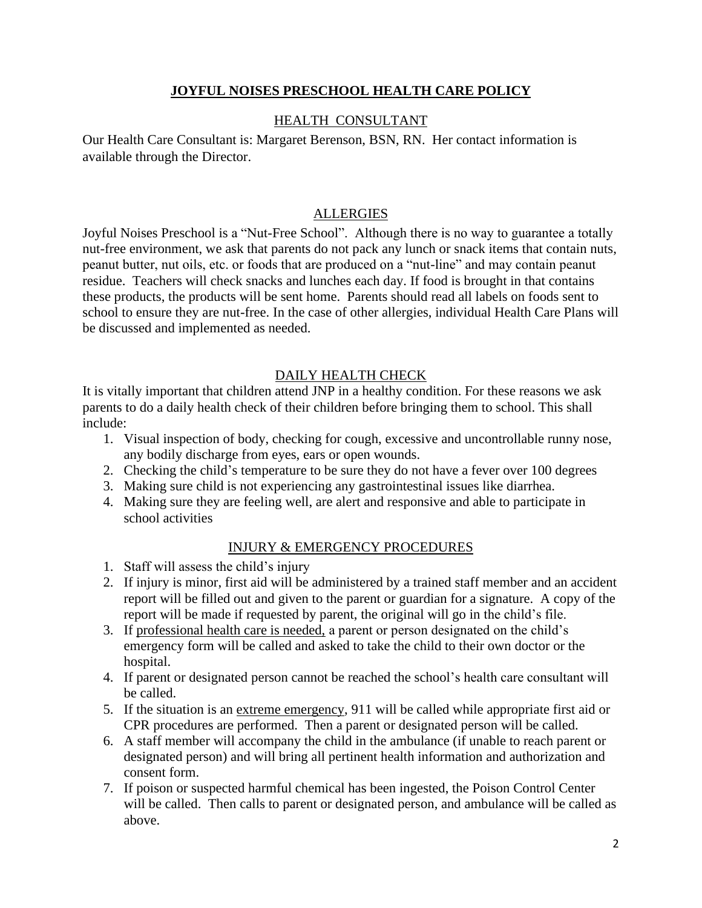# JOYFUL NOISES PRESCHOOL HEALTH CARE POLICY

## HEALTH CONSULTANT

Our Health Care Consultant is: Margaret Berenson, BSN, RN. Her contact information is available through the Director.

## ALLERGIES

Joyful Noises Preschool is a "Nut-Free School". Although there is no way to guarantee a totally nut-free environment, we ask that parents do not pack any lunch or snack items that contain nuts, peanut butter, nut oils, etc. or foods that are produced on a "nut-line" and may contain peanut residue. Teachers will check snacks and lunches each day. If food is brought in that contains these products, the products will be sent home. Parents should read all labels on foods sent to school to ensure they are nut-free. In the case of other allergies, individual Health Care Plans will be discussed and implemented as needed.

## DAILY HEALTH CHECK

It is vitally important that children attend JNP in a healthy condition. For these reasons we ask parents to do a daily health check of their children before bringing them to school. This shall include:

1. Visual inspection of body, checking for cough, excessive and uncontrollable runny nose, any bodily discharge from eyes, ears or open wounds.
2. Checking the child's temperature to be sure they do not have a fever over 100 degrees
3. Making sure child is not experiencing any gastrointestinal issues like diarrhea.
4. Making sure they are feeling well, are alert and responsive and able to participate in school activities

## INJURY & EMERGENCY PROCEDURES

1. Staff will assess the child's injury
2. If injury is minor, first aid will be administered by a trained staff member and an accident report will be filled out and given to the parent or guardian for a signature. A copy of the report will be made if requested by parent, the original will go in the child's file.
3. If professional health care is needed, a parent or person designated on the child's emergency form will be called and asked to take the child to their own doctor or the hospital.
4. If parent or designated person cannot be reached the school's health care consultant will be called.
5. If the situation is an extreme emergency, 911 will be called while appropriate first aid or CPR procedures are performed. Then a parent or designated person will be called.
6. A staff member will accompany the child in the ambulance (if unable to reach parent or designated person) and will bring all pertinent health information and authorization and consent form.
7. If poison or suspected harmful chemical has been ingested, the Poison Control Center will be called. Then calls to parent or designated person, and ambulance will be called as above.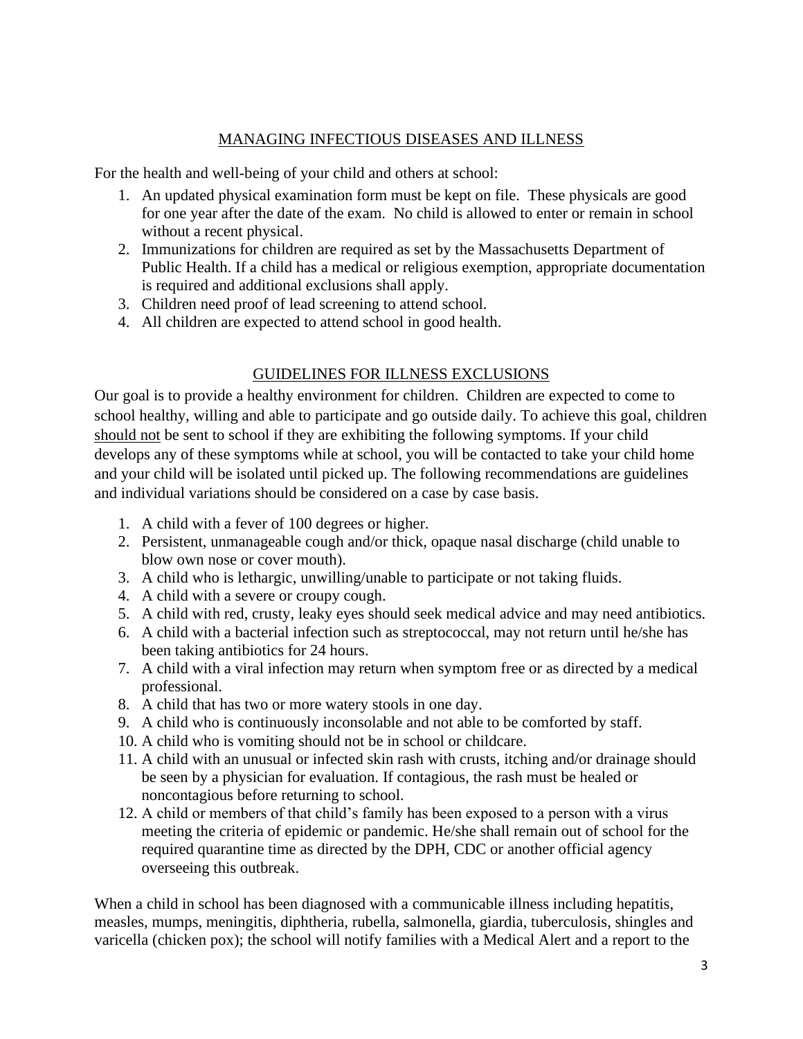## MANAGING INFECTIOUS DISEASES AND ILLNESS

For the health and well-being of your child and others at school:

1. An updated physical examination form must be kept on file. These physicals are good for one year after the date of the exam. No child is allowed to enter or remain in school without a recent physical.
2. Immunizations for children are required as set by the Massachusetts Department of Public Health. If a child has a medical or religious exemption, appropriate documentation is required and additional exclusions shall apply.
3. Children need proof of lead screening to attend school.
4. All children are expected to attend school in good health.

## GUIDELINES FOR ILLNESS EXCLUSIONS

Our goal is to provide a healthy environment for children. Children are expected to come to school healthy, willing and able to participate and go outside daily. To achieve this goal, children should not be sent to school if they are exhibiting the following symptoms. If your child develops any of these symptoms while at school, you will be contacted to take your child home and your child will be isolated until picked up. The following recommendations are guidelines and individual variations should be considered on a case by case basis.

1. A child with a fever of 100 degrees or higher.
2. Persistent, unmanageable cough and/or thick, opaque nasal discharge (child unable to blow own nose or cover mouth).
3. A child who is lethargic, unwilling/unable to participate or not taking fluids.
4. A child with a severe or croupy cough.
5. A child with red, crusty, leaky eyes should seek medical advice and may need antibiotics.
6. A child with a bacterial infection such as streptococcal, may not return until he/she has been taking antibiotics for 24 hours.
7. A child with a viral infection may return when symptom free or as directed by a medical professional.
8. A child that has two or more watery stools in one day.
9. A child who is continuously inconsolable and not able to be comforted by staff.
10. A child who is vomiting should not be in school or childcare.
11. A child with an unusual or infected skin rash with crusts, itching and/or drainage should be seen by a physician for evaluation. If contagious, the rash must be healed or noncontagious before returning to school.
12. A child or members of that child's family has been exposed to a person with a virus meeting the criteria of epidemic or pandemic. He/she shall remain out of school for the required quarantine time as directed by the DPH, CDC or another official agency overseeing this outbreak.

When a child in school has been diagnosed with a communicable illness including hepatitis, measles, mumps, meningitis, diphtheria, rubella, salmonella, giardia, tuberculosis, shingles and varicella (chicken pox); the school will notify families with a Medical Alert and a report to the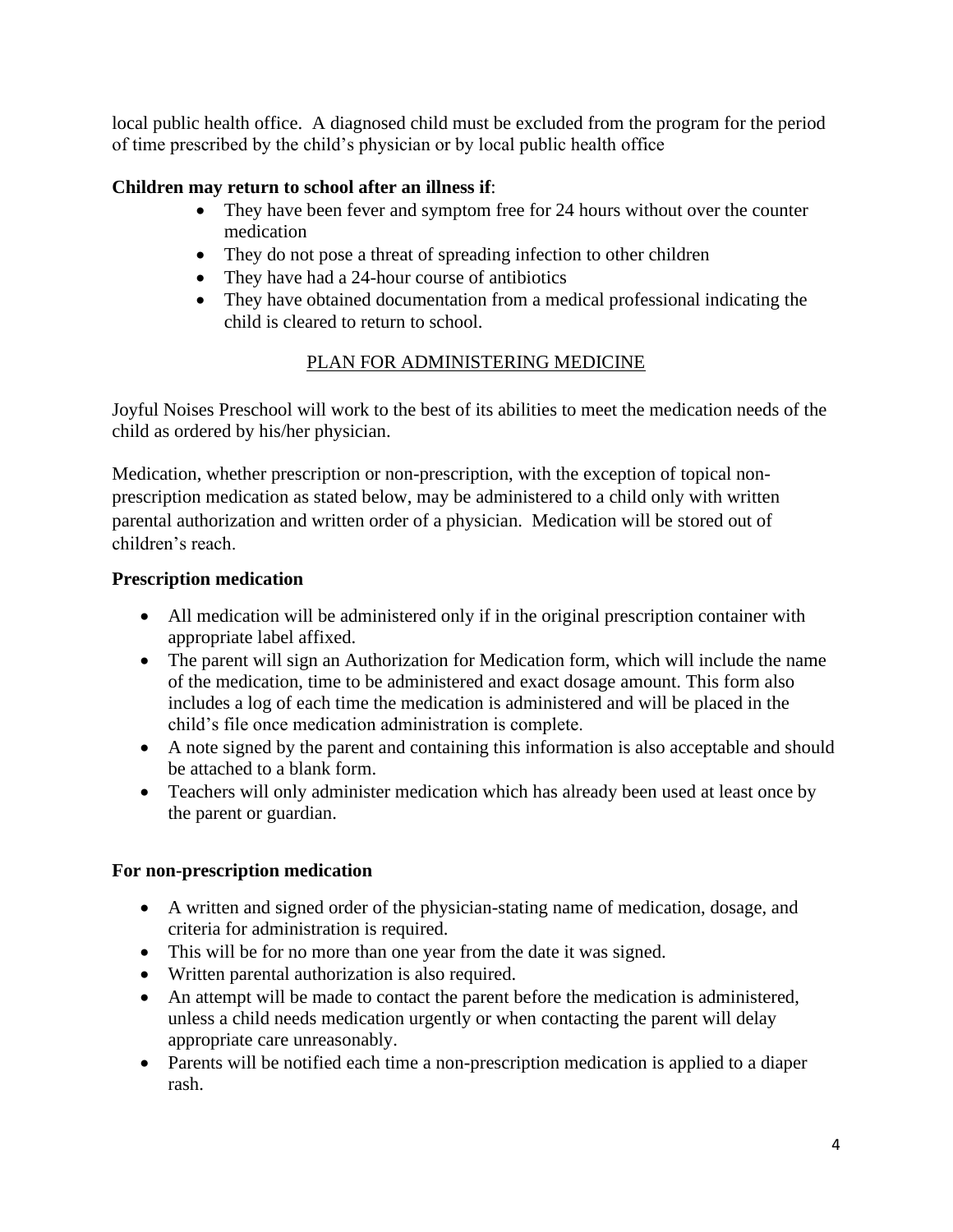local public health office. A diagnosed child must be excluded from the program for the period of time prescribed by the child's physician or by local public health office

**Children may return to school after an illness if**:

- They have been fever and symptom free for 24 hours without over the counter medication
- They do not pose a threat of spreading infection to other children
- They have had a 24-hour course of antibiotics
- They have obtained documentation from a medical professional indicating the child is cleared to return to school.

## PLAN FOR ADMINISTERING MEDICINE

Joyful Noises Preschool will work to the best of its abilities to meet the medication needs of the child as ordered by his/her physician.

Medication, whether prescription or non-prescription, with the exception of topical non-prescription medication as stated below, may be administered to a child only with written parental authorization and written order of a physician. Medication will be stored out of children's reach.

**Prescription medication**

- All medication will be administered only if in the original prescription container with appropriate label affixed.
- The parent will sign an Authorization for Medication form, which will include the name of the medication, time to be administered and exact dosage amount. This form also includes a log of each time the medication is administered and will be placed in the child's file once medication administration is complete.
- A note signed by the parent and containing this information is also acceptable and should be attached to a blank form.
- Teachers will only administer medication which has already been used at least once by the parent or guardian.

**For non-prescription medication**

- A written and signed order of the physician-stating name of medication, dosage, and criteria for administration is required.
- This will be for no more than one year from the date it was signed.
- Written parental authorization is also required.
- An attempt will be made to contact the parent before the medication is administered, unless a child needs medication urgently or when contacting the parent will delay appropriate care unreasonably.
- Parents will be notified each time a non-prescription medication is applied to a diaper rash.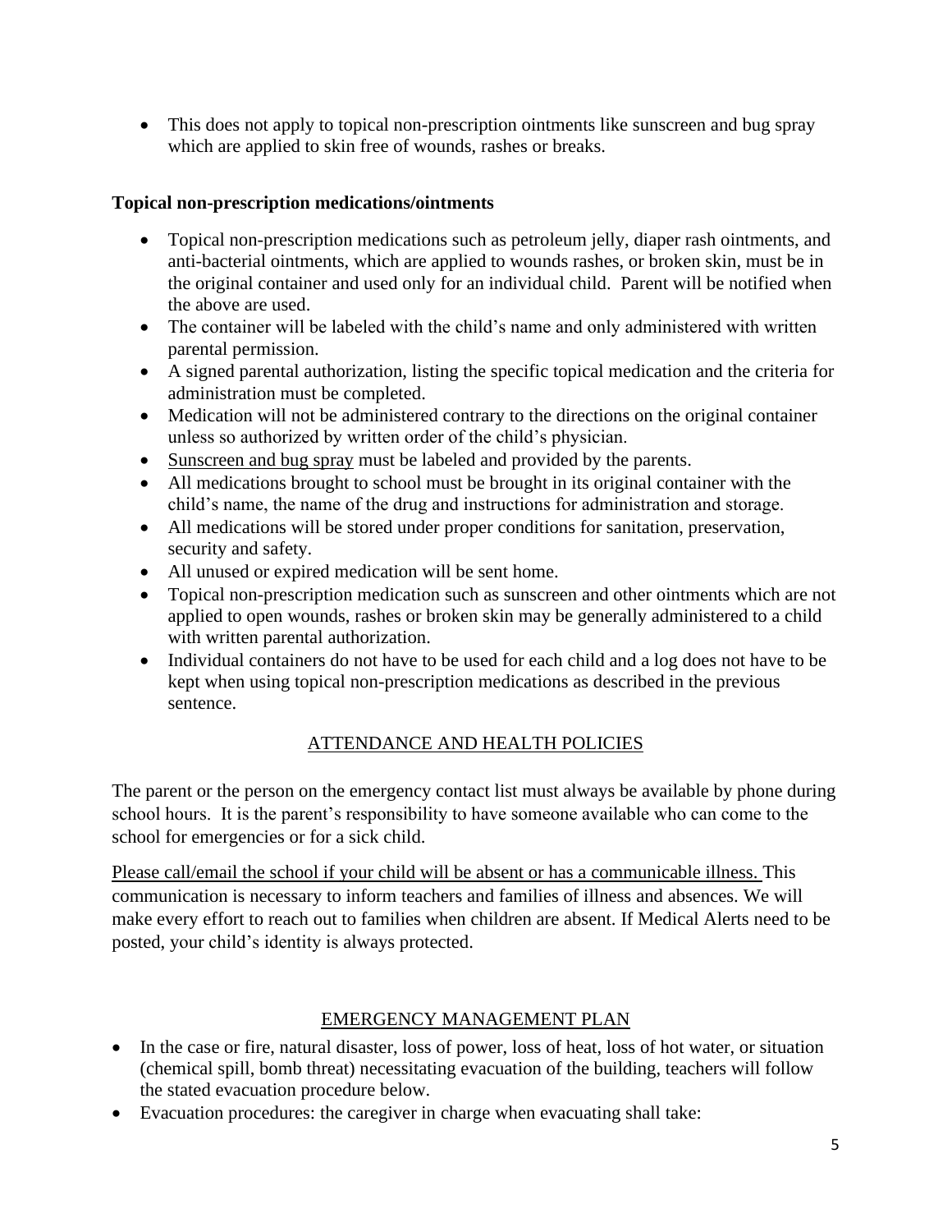- This does not apply to topical non-prescription ointments like sunscreen and bug spray which are applied to skin free of wounds, rashes or breaks.

**Topical non-prescription medications/ointments**

- Topical non-prescription medications such as petroleum jelly, diaper rash ointments, and anti-bacterial ointments, which are applied to wounds rashes, or broken skin, must be in the original container and used only for an individual child. Parent will be notified when the above are used.
- The container will be labeled with the child's name and only administered with written parental permission.
- A signed parental authorization, listing the specific topical medication and the criteria for administration must be completed.
- Medication will not be administered contrary to the directions on the original container unless so authorized by written order of the child's physician.
- Sunscreen and bug spray must be labeled and provided by the parents.
- All medications brought to school must be brought in its original container with the child's name, the name of the drug and instructions for administration and storage.
- All medications will be stored under proper conditions for sanitation, preservation, security and safety.
- All unused or expired medication will be sent home.
- Topical non-prescription medication such as sunscreen and other ointments which are not applied to open wounds, rashes or broken skin may be generally administered to a child with written parental authorization.
- Individual containers do not have to be used for each child and a log does not have to be kept when using topical non-prescription medications as described in the previous sentence.

## ATTENDANCE AND HEALTH POLICIES

The parent or the person on the emergency contact list must always be available by phone during school hours. It is the parent's responsibility to have someone available who can come to the school for emergencies or for a sick child.

Please call/email the school if your child will be absent or has a communicable illness. This communication is necessary to inform teachers and families of illness and absences. We will make every effort to reach out to families when children are absent. If Medical Alerts need to be posted, your child's identity is always protected.

## EMERGENCY MANAGEMENT PLAN

- In the case or fire, natural disaster, loss of power, loss of heat, loss of hot water, or situation (chemical spill, bomb threat) necessitating evacuation of the building, teachers will follow the stated evacuation procedure below.
- Evacuation procedures: the caregiver in charge when evacuating shall take: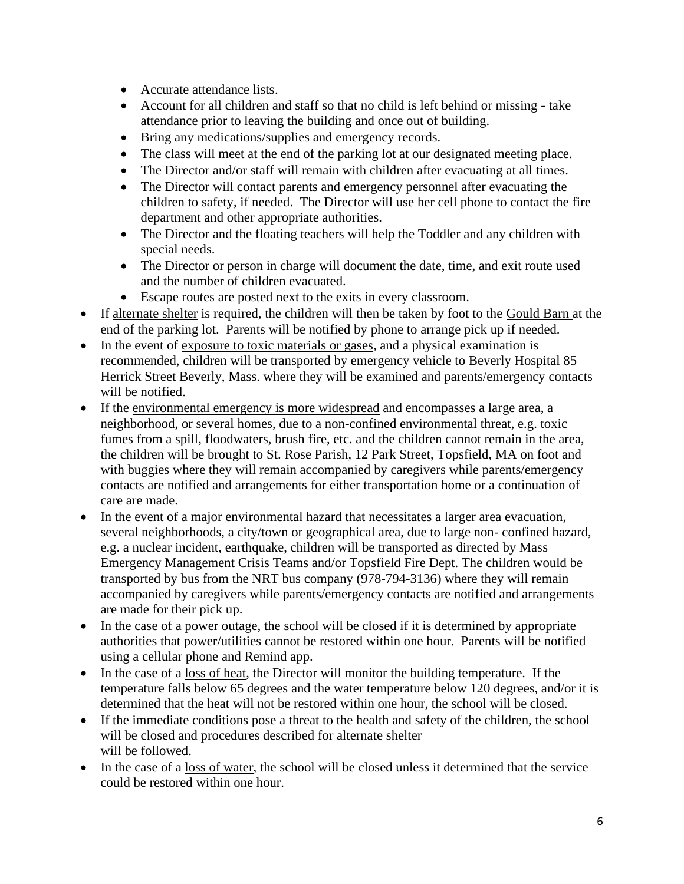- Accurate attendance lists.
    - Account for all children and staff so that no child is left behind or missing - take attendance prior to leaving the building and once out of building.
    - Bring any medications/supplies and emergency records.
    - The class will meet at the end of the parking lot at our designated meeting place.
    - The Director and/or staff will remain with children after evacuating at all times.
    - The Director will contact parents and emergency personnel after evacuating the children to safety, if needed. The Director will use her cell phone to contact the fire department and other appropriate authorities.
    - The Director and the floating teachers will help the Toddler and any children with special needs.
    - The Director or person in charge will document the date, time, and exit route used and the number of children evacuated.
    - Escape routes are posted next to the exits in every classroom.
- If <u>alternate shelter</u> is required, the children will then be taken by foot to the <u>Gould Barn</u> at the end of the parking lot. Parents will be notified by phone to arrange pick up if needed.
- In the event of <u>exposure to toxic materials or gases</u>, and a physical examination is recommended, children will be transported by emergency vehicle to Beverly Hospital 85 Herrick Street Beverly, Mass. where they will be examined and parents/emergency contacts will be notified.
- If the <u>environmental emergency is more widespread</u> and encompasses a large area, a neighborhood, or several homes, due to a non-confined environmental threat, e.g. toxic fumes from a spill, floodwaters, brush fire, etc. and the children cannot remain in the area, the children will be brought to St. Rose Parish, 12 Park Street, Topsfield, MA on foot and with buggies where they will remain accompanied by caregivers while parents/emergency contacts are notified and arrangements for either transportation home or a continuation of care are made.
- In the event of a major environmental hazard that necessitates a larger area evacuation, several neighborhoods, a city/town or geographical area, due to large non- confined hazard, e.g. a nuclear incident, earthquake, children will be transported as directed by Mass Emergency Management Crisis Teams and/or Topsfield Fire Dept. The children would be transported by bus from the NRT bus company (978-794-3136) where they will remain accompanied by caregivers while parents/emergency contacts are notified and arrangements are made for their pick up.
- In the case of a <u>power outage</u>, the school will be closed if it is determined by appropriate authorities that power/utilities cannot be restored within one hour. Parents will be notified using a cellular phone and Remind app.
- In the case of a <u>loss of heat</u>, the Director will monitor the building temperature. If the temperature falls below 65 degrees and the water temperature below 120 degrees, and/or it is determined that the heat will not be restored within one hour, the school will be closed.
- If the immediate conditions pose a threat to the health and safety of the children, the school will be closed and procedures described for alternate shelter will be followed.
- In the case of a <u>loss of water</u>, the school will be closed unless it determined that the service could be restored within one hour.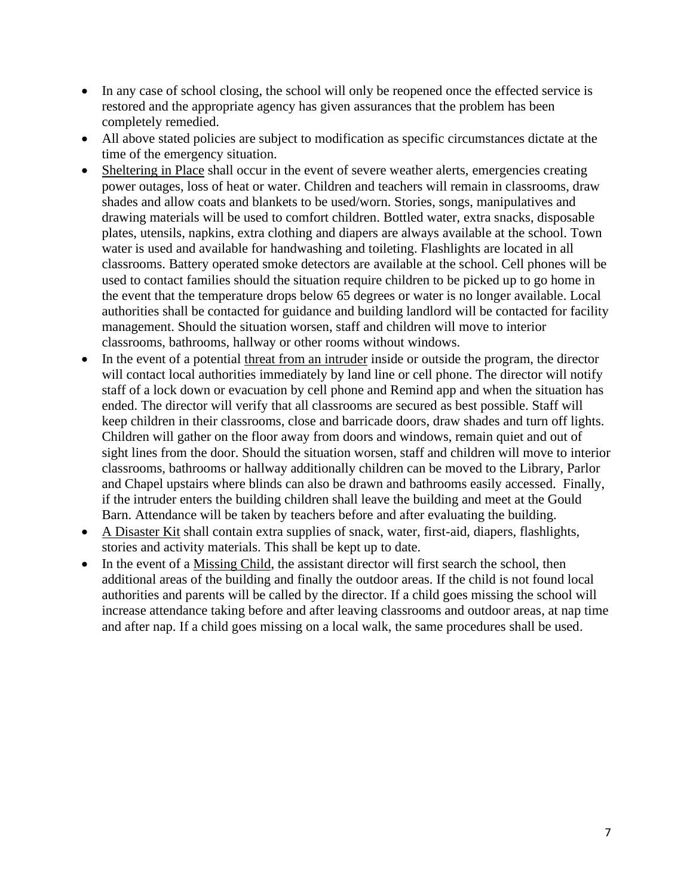- In any case of school closing, the school will only be reopened once the effected service is restored and the appropriate agency has given assurances that the problem has been completely remedied.
- All above stated policies are subject to modification as specific circumstances dictate at the time of the emergency situation.
- <u>Sheltering in Place</u> shall occur in the event of severe weather alerts, emergencies creating power outages, loss of heat or water. Children and teachers will remain in classrooms, draw shades and allow coats and blankets to be used/worn. Stories, songs, manipulatives and drawing materials will be used to comfort children. Bottled water, extra snacks, disposable plates, utensils, napkins, extra clothing and diapers are always available at the school. Town water is used and available for handwashing and toileting. Flashlights are located in all classrooms. Battery operated smoke detectors are available at the school. Cell phones will be used to contact families should the situation require children to be picked up to go home in the event that the temperature drops below 65 degrees or water is no longer available. Local authorities shall be contacted for guidance and building landlord will be contacted for facility management. Should the situation worsen, staff and children will move to interior classrooms, bathrooms, hallway or other rooms without windows.
- In the event of a potential <u>threat from an intruder</u> inside or outside the program, the director will contact local authorities immediately by land line or cell phone. The director will notify staff of a lock down or evacuation by cell phone and Remind app and when the situation has ended. The director will verify that all classrooms are secured as best possible. Staff will keep children in their classrooms, close and barricade doors, draw shades and turn off lights. Children will gather on the floor away from doors and windows, remain quiet and out of sight lines from the door. Should the situation worsen, staff and children will move to interior classrooms, bathrooms or hallway additionally children can be moved to the Library, Parlor and Chapel upstairs where blinds can also be drawn and bathrooms easily accessed. Finally, if the intruder enters the building children shall leave the building and meet at the Gould Barn. Attendance will be taken by teachers before and after evaluating the building.
- <u>A Disaster Kit</u> shall contain extra supplies of snack, water, first-aid, diapers, flashlights, stories and activity materials. This shall be kept up to date.
- In the event of a <u>Missing Child</u>, the assistant director will first search the school, then additional areas of the building and finally the outdoor areas. If the child is not found local authorities and parents will be called by the director. If a child goes missing the school will increase attendance taking before and after leaving classrooms and outdoor areas, at nap time and after nap. If a child goes missing on a local walk, the same procedures shall be used.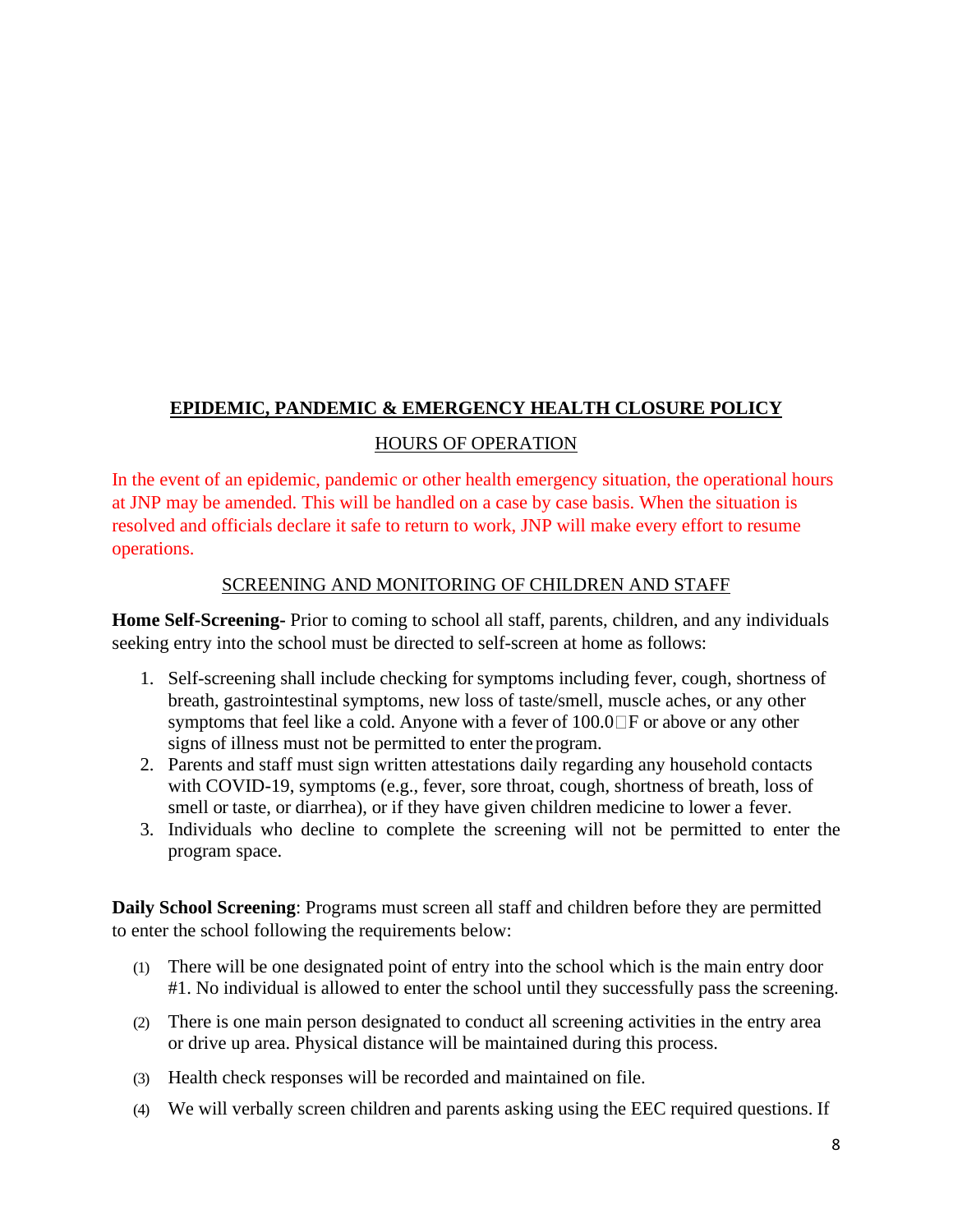## EPIDEMIC, PANDEMIC & EMERGENCY HEALTH CLOSURE POLICY

### HOURS OF OPERATION

In the event of an epidemic, pandemic or other health emergency situation, the operational hours at JNP may be amended. This will be handled on a case by case basis. When the situation is resolved and officials declare it safe to return to work, JNP will make every effort to resume operations.

### SCREENING AND MONITORING OF CHILDREN AND STAFF

**Home Self-Screening-** Prior to coming to school all staff, parents, children, and any individuals seeking entry into the school must be directed to self-screen at home as follows:

1. Self-screening shall include checking for symptoms including fever, cough, shortness of breath, gastrointestinal symptoms, new loss of taste/smell, muscle aches, or any other symptoms that feel like a cold. Anyone with a fever of 100.0°F or above or any other signs of illness must not be permitted to enter the program.
2. Parents and staff must sign written attestations daily regarding any household contacts with COVID-19, symptoms (e.g., fever, sore throat, cough, shortness of breath, loss of smell or taste, or diarrhea), or if they have given children medicine to lower a fever.
3. Individuals who decline to complete the screening will not be permitted to enter the program space.

**Daily School Screening**: Programs must screen all staff and children before they are permitted to enter the school following the requirements below:

(1) There will be one designated point of entry into the school which is the main entry door #1. No individual is allowed to enter the school until they successfully pass the screening.

(2) There is one main person designated to conduct all screening activities in the entry area or drive up area. Physical distance will be maintained during this process.

(3) Health check responses will be recorded and maintained on file.

(4) We will verbally screen children and parents asking using the EEC required questions. If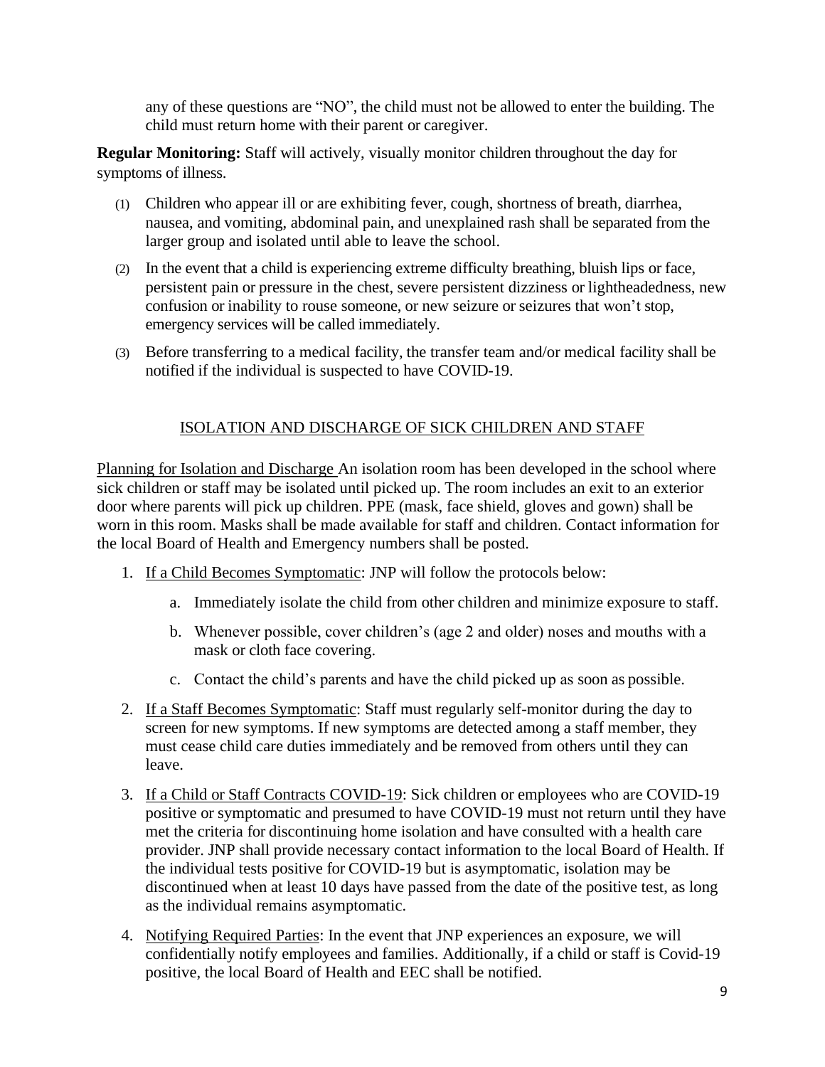any of these questions are "NO", the child must not be allowed to enter the building. The child must return home with their parent or caregiver.

**Regular Monitoring:** Staff will actively, visually monitor children throughout the day for symptoms of illness.

(1) Children who appear ill or are exhibiting fever, cough, shortness of breath, diarrhea, nausea, and vomiting, abdominal pain, and unexplained rash shall be separated from the larger group and isolated until able to leave the school.

(2) In the event that a child is experiencing extreme difficulty breathing, bluish lips or face, persistent pain or pressure in the chest, severe persistent dizziness or lightheadedness, new confusion or inability to rouse someone, or new seizure or seizures that won't stop, emergency services will be called immediately.

(3) Before transferring to a medical facility, the transfer team and/or medical facility shall be notified if the individual is suspected to have COVID-19.

## ISOLATION AND DISCHARGE OF SICK CHILDREN AND STAFF

Planning for Isolation and Discharge An isolation room has been developed in the school where sick children or staff may be isolated until picked up. The room includes an exit to an exterior door where parents will pick up children. PPE (mask, face shield, gloves and gown) shall be worn in this room. Masks shall be made available for staff and children. Contact information for the local Board of Health and Emergency numbers shall be posted.

1. If a Child Becomes Symptomatic: JNP will follow the protocols below:
   a. Immediately isolate the child from other children and minimize exposure to staff.
   b. Whenever possible, cover children's (age 2 and older) noses and mouths with a mask or cloth face covering.
   c. Contact the child's parents and have the child picked up as soon as possible.
2. If a Staff Becomes Symptomatic: Staff must regularly self-monitor during the day to screen for new symptoms. If new symptoms are detected among a staff member, they must cease child care duties immediately and be removed from others until they can leave.
3. If a Child or Staff Contracts COVID-19: Sick children or employees who are COVID-19 positive or symptomatic and presumed to have COVID-19 must not return until they have met the criteria for discontinuing home isolation and have consulted with a health care provider. JNP shall provide necessary contact information to the local Board of Health. If the individual tests positive for COVID-19 but is asymptomatic, isolation may be discontinued when at least 10 days have passed from the date of the positive test, as long as the individual remains asymptomatic.
4. Notifying Required Parties: In the event that JNP experiences an exposure, we will confidentially notify employees and families. Additionally, if a child or staff is Covid-19 positive, the local Board of Health and EEC shall be notified.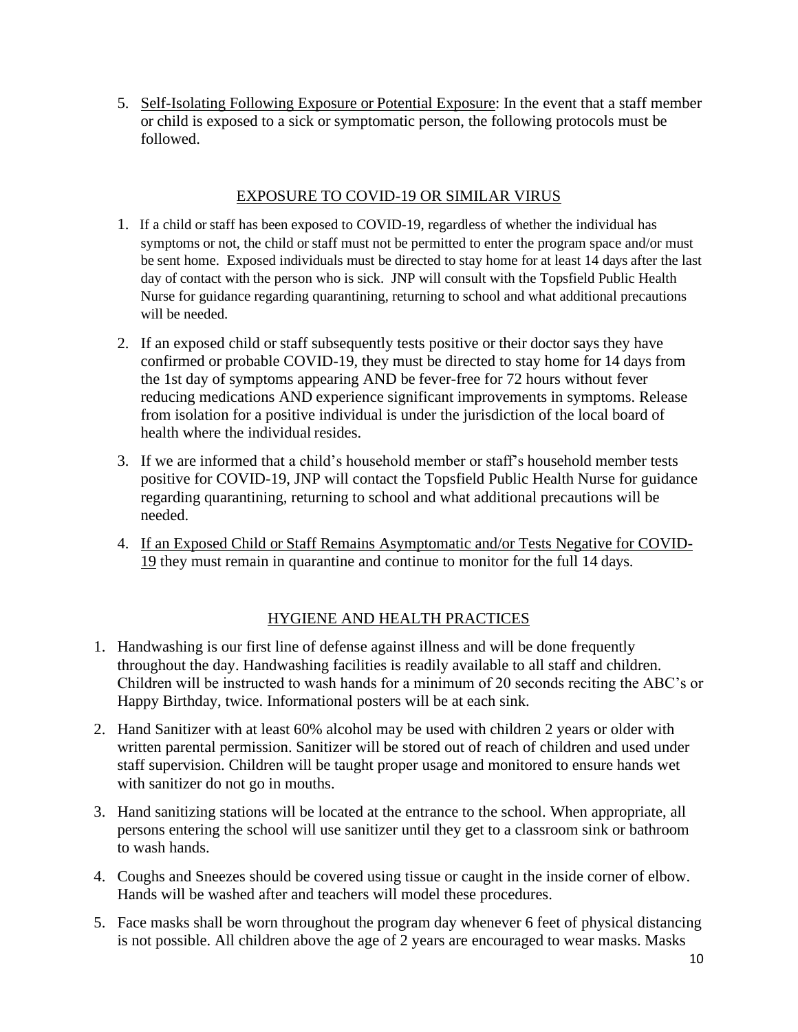5. Self-Isolating Following Exposure or Potential Exposure: In the event that a staff member or child is exposed to a sick or symptomatic person, the following protocols must be followed.

## EXPOSURE TO COVID-19 OR SIMILAR VIRUS

1. If a child or staff has been exposed to COVID-19, regardless of whether the individual has symptoms or not, the child or staff must not be permitted to enter the program space and/or must be sent home. Exposed individuals must be directed to stay home for at least 14 days after the last day of contact with the person who is sick. JNP will consult with the Topsfield Public Health Nurse for guidance regarding quarantining, returning to school and what additional precautions will be needed.
2. If an exposed child or staff subsequently tests positive or their doctor says they have confirmed or probable COVID-19, they must be directed to stay home for 14 days from the 1st day of symptoms appearing AND be fever-free for 72 hours without fever reducing medications AND experience significant improvements in symptoms. Release from isolation for a positive individual is under the jurisdiction of the local board of health where the individual resides.
3. If we are informed that a child's household member or staff's household member tests positive for COVID-19, JNP will contact the Topsfield Public Health Nurse for guidance regarding quarantining, returning to school and what additional precautions will be needed.
4. If an Exposed Child or Staff Remains Asymptomatic and/or Tests Negative for COVID-19 they must remain in quarantine and continue to monitor for the full 14 days.

## HYGIENE AND HEALTH PRACTICES

1. Handwashing is our first line of defense against illness and will be done frequently throughout the day. Handwashing facilities is readily available to all staff and children. Children will be instructed to wash hands for a minimum of 20 seconds reciting the ABC's or Happy Birthday, twice. Informational posters will be at each sink.
2. Hand Sanitizer with at least 60% alcohol may be used with children 2 years or older with written parental permission. Sanitizer will be stored out of reach of children and used under staff supervision. Children will be taught proper usage and monitored to ensure hands wet with sanitizer do not go in mouths.
3. Hand sanitizing stations will be located at the entrance to the school. When appropriate, all persons entering the school will use sanitizer until they get to a classroom sink or bathroom to wash hands.
4. Coughs and Sneezes should be covered using tissue or caught in the inside corner of elbow. Hands will be washed after and teachers will model these procedures.
5. Face masks shall be worn throughout the program day whenever 6 feet of physical distancing is not possible. All children above the age of 2 years are encouraged to wear masks. Masks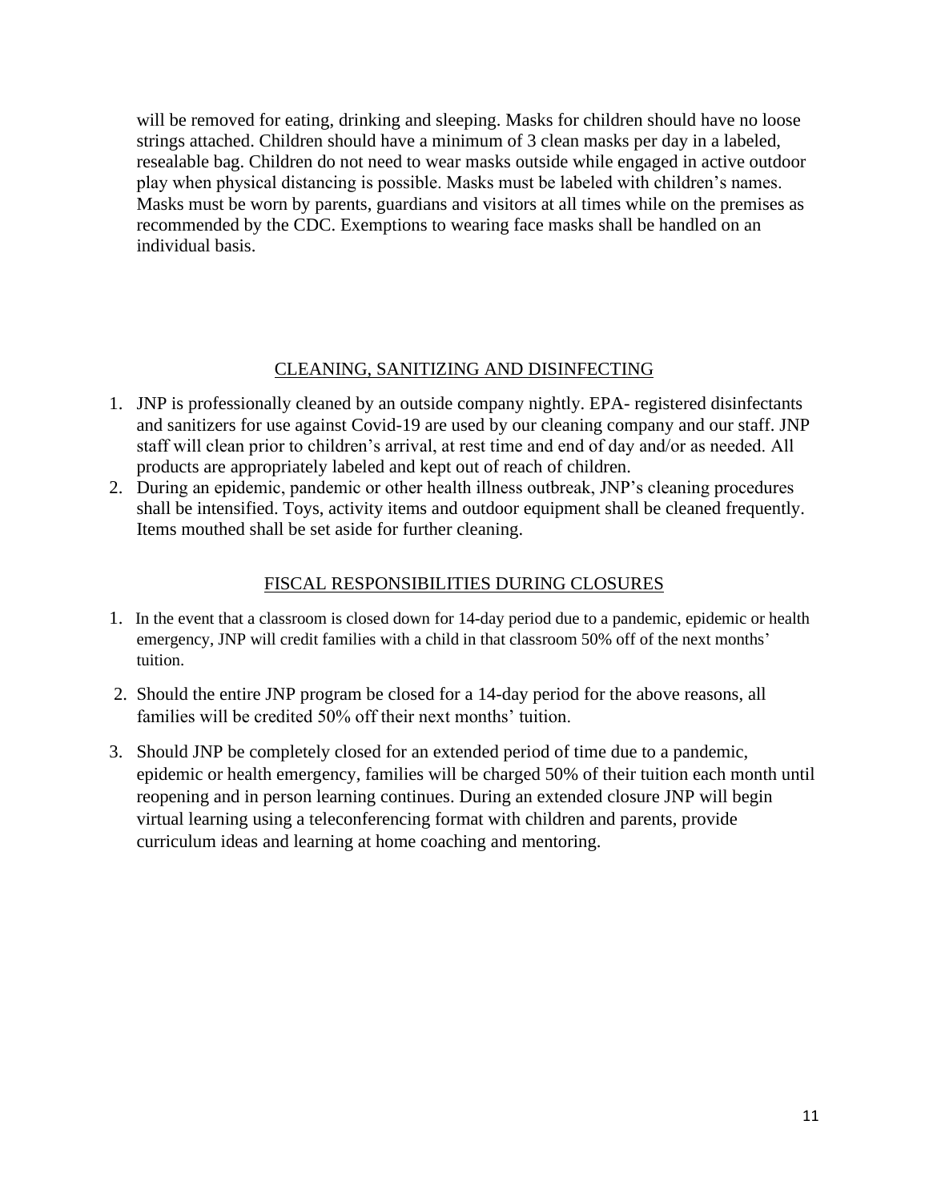will be removed for eating, drinking and sleeping. Masks for children should have no loose strings attached. Children should have a minimum of 3 clean masks per day in a labeled, resealable bag. Children do not need to wear masks outside while engaged in active outdoor play when physical distancing is possible. Masks must be labeled with children's names. Masks must be worn by parents, guardians and visitors at all times while on the premises as recommended by the CDC. Exemptions to wearing face masks shall be handled on an individual basis.

## CLEANING, SANITIZING AND DISINFECTING

1. JNP is professionally cleaned by an outside company nightly. EPA- registered disinfectants and sanitizers for use against Covid-19 are used by our cleaning company and our staff. JNP staff will clean prior to children's arrival, at rest time and end of day and/or as needed. All products are appropriately labeled and kept out of reach of children.
2. During an epidemic, pandemic or other health illness outbreak, JNP's cleaning procedures shall be intensified. Toys, activity items and outdoor equipment shall be cleaned frequently. Items mouthed shall be set aside for further cleaning.

## FISCAL RESPONSIBILITIES DURING CLOSURES

1. In the event that a classroom is closed down for 14-day period due to a pandemic, epidemic or health emergency, JNP will credit families with a child in that classroom 50% off of the next months' tuition.
2. Should the entire JNP program be closed for a 14-day period for the above reasons, all families will be credited 50% off their next months' tuition.
3. Should JNP be completely closed for an extended period of time due to a pandemic, epidemic or health emergency, families will be charged 50% of their tuition each month until reopening and in person learning continues. During an extended closure JNP will begin virtual learning using a teleconferencing format with children and parents, provide curriculum ideas and learning at home coaching and mentoring.